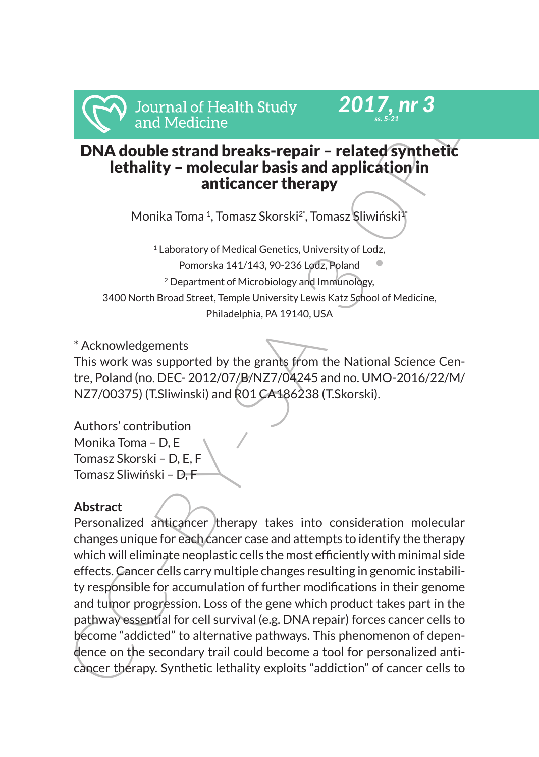# DNA double strand breaks-repair – related synthetic lethality – molecular basis and application in anticancer therapy

Monika Toma [1], Tomasz Skorski[2*], Tomasz Sliwiński[1*]

[1] Laboratory of Medical Genetics, University of Lodz, Pomorska 141/143, 90-236 Lodz, Poland

[2] Department of Microbiology and Immunology, 3400 North Broad Street, Temple University Lewis Katz School of Medicine, Philadelphia, PA 19140, USA

\* Acknowledgements
This work was supported by the grants from the National Science Centre, Poland (no. DEC- 2012/07/B/NZ7/04245 and no. UMO-2016/22/M/NZ7/00375) (T.Sliwinski) and R01 CA186238 (T.Skorski).

Authors' contribution
Monika Toma – D, E
Tomasz Skorski – D, E, F
Tomasz Sliwiński – D, F

## Abstract

Personalized anticancer therapy takes into consideration molecular changes unique for each cancer case and attempts to identify the therapy which will eliminate neoplastic cells the most efficiently with minimal side effects. Cancer cells carry multiple changes resulting in genomic instability responsible for accumulation of further modifications in their genome and tumor progression. Loss of the gene which product takes part in the pathway essential for cell survival (e.g. DNA repair) forces cancer cells to become "addicted" to alternative pathways. This phenomenon of dependence on the secondary trail could become a tool for personalized anticancer therapy. Synthetic lethality exploits "addiction" of cancer cells to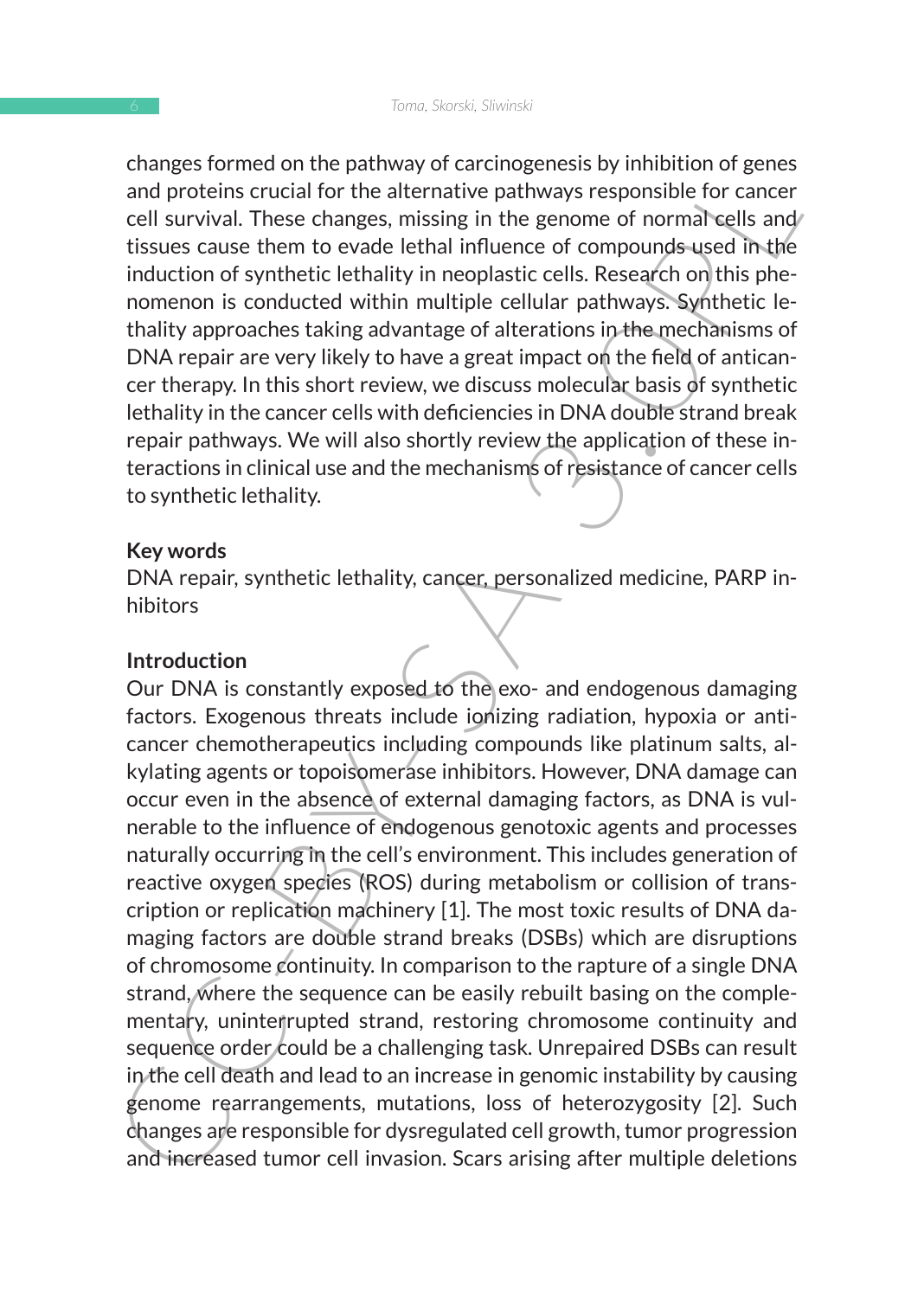changes formed on the pathway of carcinogenesis by inhibition of genes and proteins crucial for the alternative pathways responsible for cancer cell survival. These changes, missing in the genome of normal cells and tissues cause them to evade lethal influence of compounds used in the induction of synthetic lethality in neoplastic cells. Research on this phenomenon is conducted within multiple cellular pathways. Synthetic lethality approaches taking advantage of alterations in the mechanisms of DNA repair are very likely to have a great impact on the field of anticancer therapy. In this short review, we discuss molecular basis of synthetic lethality in the cancer cells with deficiencies in DNA double strand break repair pathways. We will also shortly review the application of these interactions in clinical use and the mechanisms of resistance of cancer cells to synthetic lethality.

**Key words**

DNA repair, synthetic lethality, cancer, personalized medicine, PARP inhibitors

**Introduction**

Our DNA is constantly exposed to the exo- and endogenous damaging factors. Exogenous threats include ionizing radiation, hypoxia or anticancer chemotherapeutics including compounds like platinum salts, alkylating agents or topoisomerase inhibitors. However, DNA damage can occur even in the absence of external damaging factors, as DNA is vulnerable to the influence of endogenous genotoxic agents and processes naturally occurring in the cell's environment. This includes generation of reactive oxygen species (ROS) during metabolism or collision of transcription or replication machinery [1]. The most toxic results of DNA damaging factors are double strand breaks (DSBs) which are disruptions of chromosome continuity. In comparison to the rapture of a single DNA strand, where the sequence can be easily rebuilt basing on the complementary, uninterrupted strand, restoring chromosome continuity and sequence order could be a challenging task. Unrepaired DSBs can result in the cell death and lead to an increase in genomic instability by causing genome rearrangements, mutations, loss of heterozygosity [2]. Such changes are responsible for dysregulated cell growth, tumor progression and increased tumor cell invasion. Scars arising after multiple deletions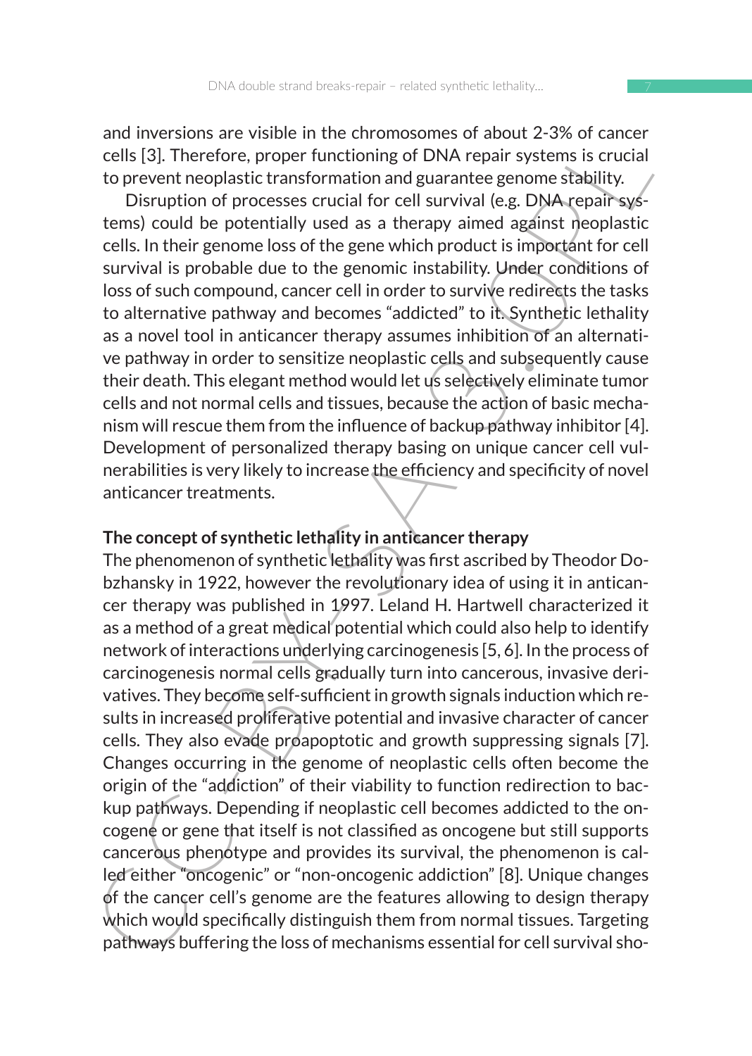and inversions are visible in the chromosomes of about 2-3% of cancer cells [3]. Therefore, proper functioning of DNA repair systems is crucial to prevent neoplastic transformation and guarantee genome stability.

Disruption of processes crucial for cell survival (e.g. DNA repair systems) could be potentially used as a therapy aimed against neoplastic cells. In their genome loss of the gene which product is important for cell survival is probable due to the genomic instability. Under conditions of loss of such compound, cancer cell in order to survive redirects the tasks to alternative pathway and becomes "addicted" to it. Synthetic lethality as a novel tool in anticancer therapy assumes inhibition of an alternative pathway in order to sensitize neoplastic cells and subsequently cause their death. This elegant method would let us selectively eliminate tumor cells and not normal cells and tissues, because the action of basic mechanism will rescue them from the influence of backup pathway inhibitor [4]. Development of personalized therapy basing on unique cancer cell vulnerabilities is very likely to increase the efficiency and specificity of novel anticancer treatments.

## The concept of synthetic lethality in anticancer therapy

The phenomenon of synthetic lethality was first ascribed by Theodor Dobzhansky in 1922, however the revolutionary idea of using it in anticancer therapy was published in 1997. Leland H. Hartwell characterized it as a method of a great medical potential which could also help to identify network of interactions underlying carcinogenesis [5, 6]. In the process of carcinogenesis normal cells gradually turn into cancerous, invasive derivatives. They become self-sufficient in growth signals induction which results in increased proliferative potential and invasive character of cancer cells. They also evade proapoptotic and growth suppressing signals [7]. Changes occurring in the genome of neoplastic cells often become the origin of the "addiction" of their viability to function redirection to backup pathways. Depending if neoplastic cell becomes addicted to the oncogene or gene that itself is not classified as oncogene but still supports cancerous phenotype and provides its survival, the phenomenon is called either "oncogenic" or "non-oncogenic addiction" [8]. Unique changes of the cancer cell's genome are the features allowing to design therapy which would specifically distinguish them from normal tissues. Targeting pathways buffering the loss of mechanisms essential for cell survival sho-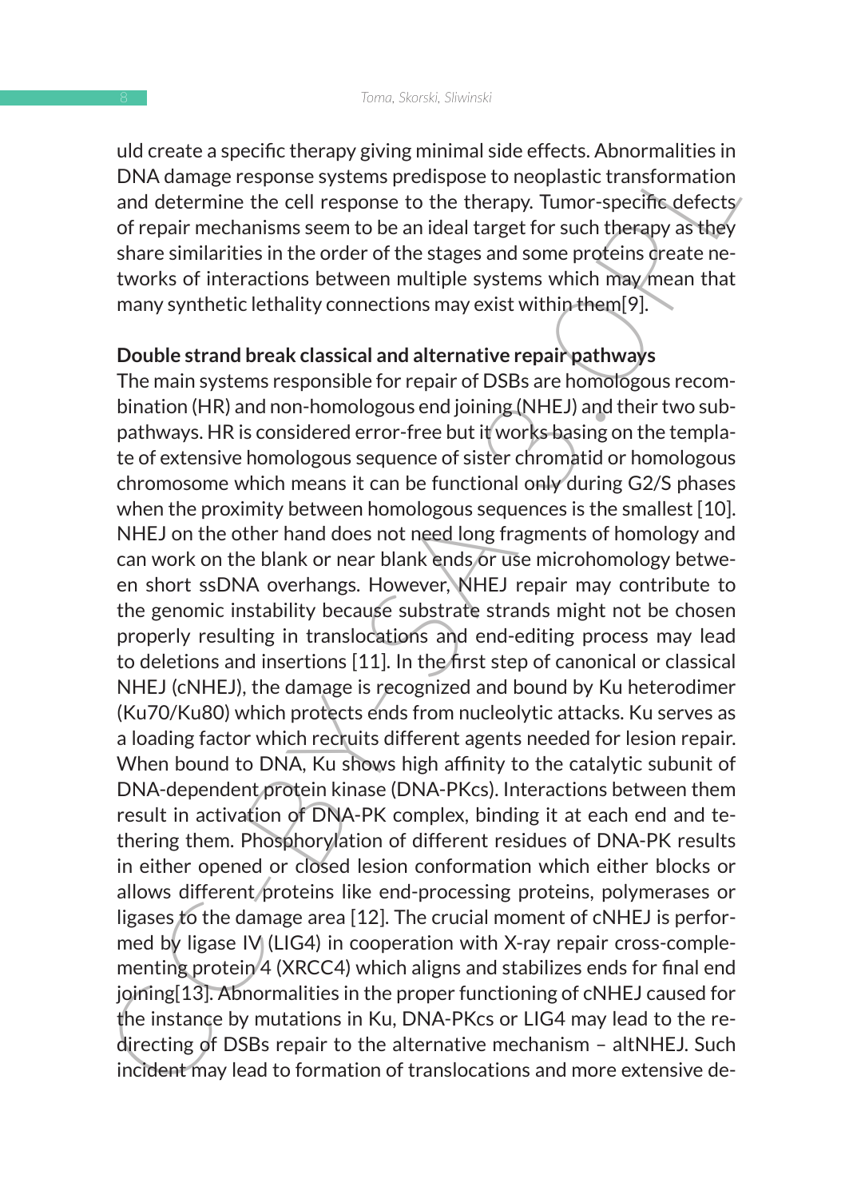uld create a specific therapy giving minimal side effects. Abnormalities in DNA damage response systems predispose to neoplastic transformation and determine the cell response to the therapy. Tumor-specific defects of repair mechanisms seem to be an ideal target for such therapy as they share similarities in the order of the stages and some proteins create networks of interactions between multiple systems which may mean that many synthetic lethality connections may exist within them[9].

**Double strand break classical and alternative repair pathways**

The main systems responsible for repair of DSBs are homologous recombination (HR) and non-homologous end joining (NHEJ) and their two subpathways. HR is considered error-free but it works basing on the template of extensive homologous sequence of sister chromatid or homologous chromosome which means it can be functional only during G2/S phases when the proximity between homologous sequences is the smallest [10]. NHEJ on the other hand does not need long fragments of homology and can work on the blank or near blank ends or use microhomology between short ssDNA overhangs. However, NHEJ repair may contribute to the genomic instability because substrate strands might not be chosen properly resulting in translocations and end-editing process may lead to deletions and insertions [11]. In the first step of canonical or classical NHEJ (cNHEJ), the damage is recognized and bound by Ku heterodimer (Ku70/Ku80) which protects ends from nucleolytic attacks. Ku serves as a loading factor which recruits different agents needed for lesion repair. When bound to DNA, Ku shows high affinity to the catalytic subunit of DNA-dependent protein kinase (DNA-PKcs). Interactions between them result in activation of DNA-PK complex, binding it at each end and tethering them. Phosphorylation of different residues of DNA-PK results in either opened or closed lesion conformation which either blocks or allows different proteins like end-processing proteins, polymerases or ligases to the damage area [12]. The crucial moment of cNHEJ is performed by ligase IV (LIG4) in cooperation with X-ray repair cross-complementing protein 4 (XRCC4) which aligns and stabilizes ends for final end joining[13]. Abnormalities in the proper functioning of cNHEJ caused for the instance by mutations in Ku, DNA-PKcs or LIG4 may lead to the redirecting of DSBs repair to the alternative mechanism – altNHEJ. Such incident may lead to formation of translocations and more extensive de-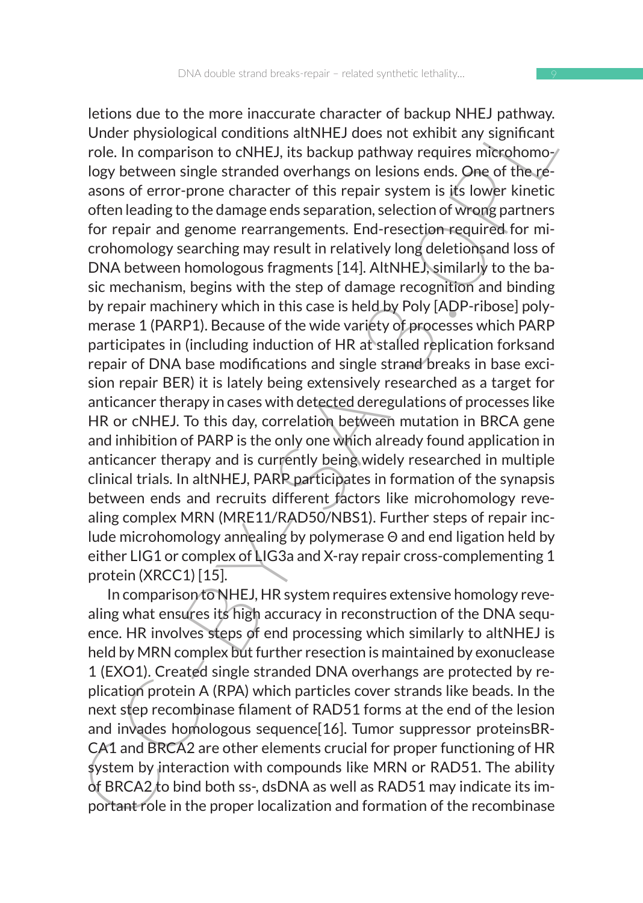letions due to the more inaccurate character of backup NHEJ pathway. Under physiological conditions altNHEJ does not exhibit any significant role. In comparison to cNHEJ, its backup pathway requires microhomology between single stranded overhangs on lesions ends. One of the reasons of error-prone character of this repair system is its lower kinetic often leading to the damage ends separation, selection of wrong partners for repair and genome rearrangements. End-resection required for microhomology searching may result in relatively long deletionsand loss of DNA between homologous fragments [14]. AltNHEJ, similarly to the basic mechanism, begins with the step of damage recognition and binding by repair machinery which in this case is held by Poly [ADP-ribose] polymerase 1 (PARP1). Because of the wide variety of processes which PARP participates in (including induction of HR at stalled replication forksand repair of DNA base modifications and single strand breaks in base excision repair BER) it is lately being extensively researched as a target for anticancer therapy in cases with detected deregulations of processes like HR or cNHEJ. To this day, correlation between mutation in BRCA gene and inhibition of PARP is the only one which already found application in anticancer therapy and is currently being widely researched in multiple clinical trials. In altNHEJ, PARP participates in formation of the synapsis between ends and recruits different factors like microhomology revealing complex MRN (MRE11/RAD50/NBS1). Further steps of repair include microhomology annealing by polymerase Θ and end ligation held by either LIG1 or complex of LIG3a and X-ray repair cross-complementing 1 protein (XRCC1) [15].

In comparison to NHEJ, HR system requires extensive homology revealing what ensures its high accuracy in reconstruction of the DNA sequence. HR involves steps of end processing which similarly to altNHEJ is held by MRN complex but further resection is maintained by exonuclease 1 (EXO1). Created single stranded DNA overhangs are protected by replication protein A (RPA) which particles cover strands like beads. In the next step recombinase filament of RAD51 forms at the end of the lesion and invades homologous sequence[16]. Tumor suppressor proteinsBRCA1 and BRCA2 are other elements crucial for proper functioning of HR system by interaction with compounds like MRN or RAD51. The ability of BRCA2 to bind both ss-, dsDNA as well as RAD51 may indicate its important role in the proper localization and formation of the recombinase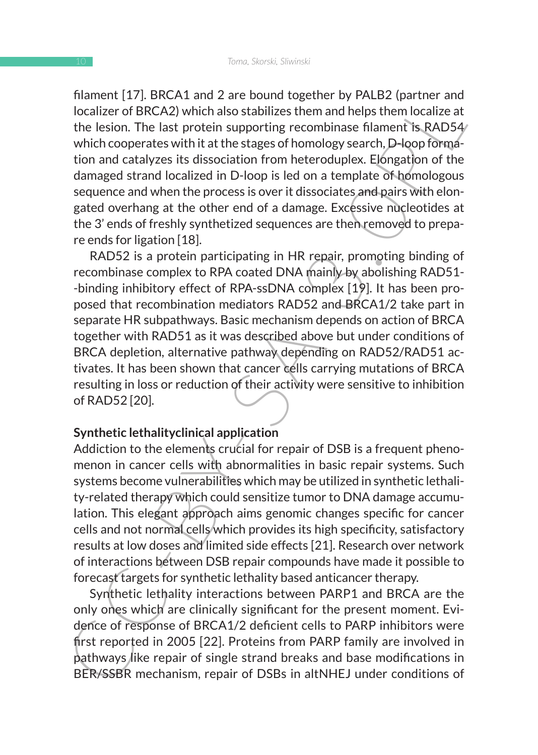filament [17]. BRCA1 and 2 are bound together by PALB2 (partner and localizer of BRCA2) which also stabilizes them and helps them localize at the lesion. The last protein supporting recombinase filament is RAD54 which cooperates with it at the stages of homology search, D-loop formation and catalyzes its dissociation from heteroduplex. Elongation of the damaged strand localized in D-loop is led on a template of homologous sequence and when the process is over it dissociates and pairs with elongated overhang at the other end of a damage. Excessive nucleotides at the 3' ends of freshly synthetized sequences are then removed to prepare ends for ligation [18].

RAD52 is a protein participating in HR repair, promoting binding of recombinase complex to RPA coated DNA mainly by abolishing RAD51--binding inhibitory effect of RPA-ssDNA complex [19]. It has been proposed that recombination mediators RAD52 and BRCA1/2 take part in separate HR subpathways. Basic mechanism depends on action of BRCA together with RAD51 as it was described above but under conditions of BRCA depletion, alternative pathway depending on RAD52/RAD51 activates. It has been shown that cancer cells carrying mutations of BRCA resulting in loss or reduction of their activity were sensitive to inhibition of RAD52 [20].

**Synthetic lethalityclinical application**

Addiction to the elements crucial for repair of DSB is a frequent phenomenon in cancer cells with abnormalities in basic repair systems. Such systems become vulnerabilities which may be utilized in synthetic lethality-related therapy which could sensitize tumor to DNA damage accumulation. This elegant approach aims genomic changes specific for cancer cells and not normal cells which provides its high specificity, satisfactory results at low doses and limited side effects [21]. Research over network of interactions between DSB repair compounds have made it possible to forecast targets for synthetic lethality based anticancer therapy.

Synthetic lethality interactions between PARP1 and BRCA are the only ones which are clinically significant for the present moment. Evidence of response of BRCA1/2 deficient cells to PARP inhibitors were first reported in 2005 [22]. Proteins from PARP family are involved in pathways like repair of single strand breaks and base modifications in BER/SSBR mechanism, repair of DSBs in altNHEJ under conditions of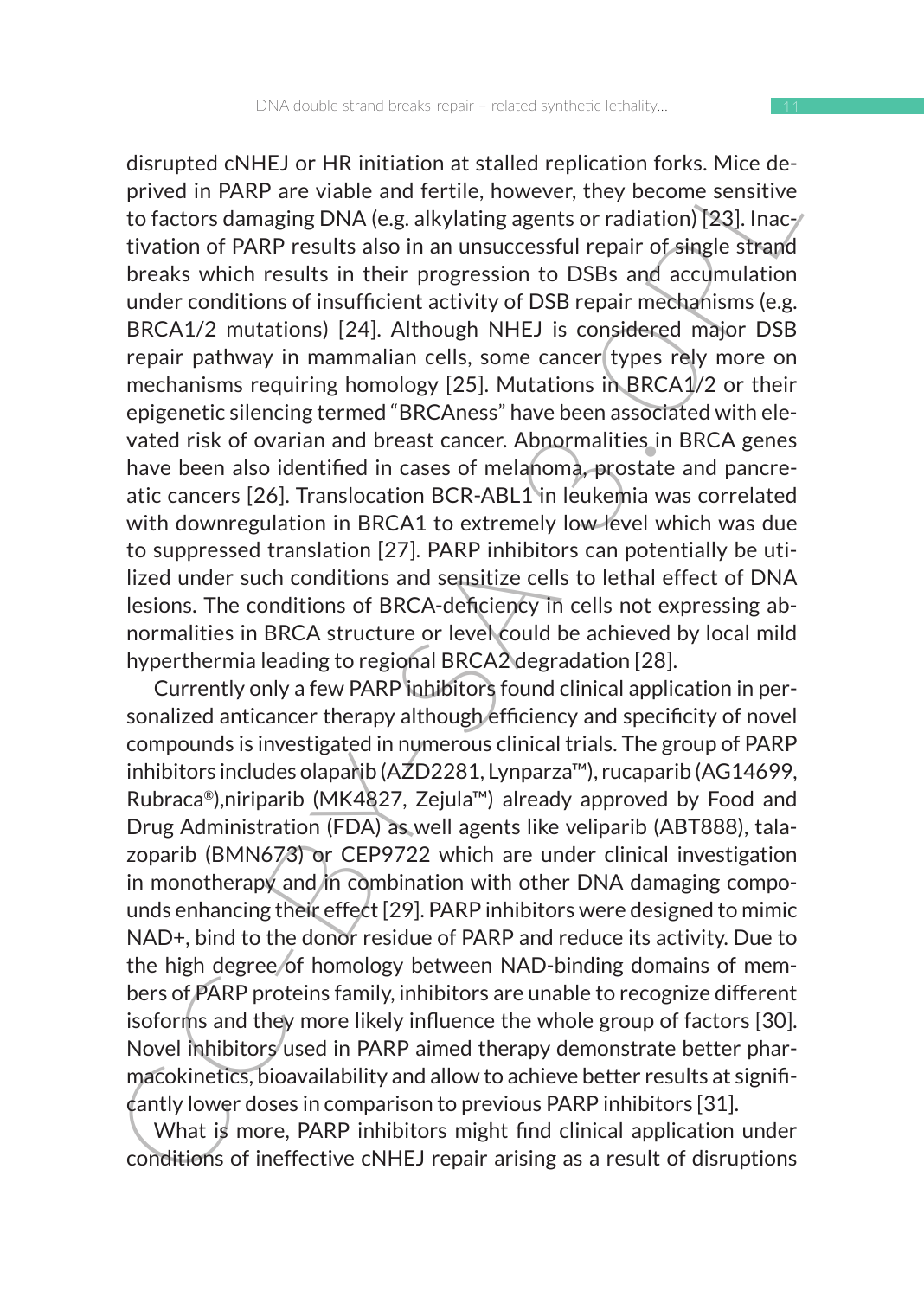disrupted cNHEJ or HR initiation at stalled replication forks. Mice deprived in PARP are viable and fertile, however, they become sensitive to factors damaging DNA (e.g. alkylating agents or radiation) [23]. Inactivation of PARP results also in an unsuccessful repair of single strand breaks which results in their progression to DSBs and accumulation under conditions of insufficient activity of DSB repair mechanisms (e.g. BRCA1/2 mutations) [24]. Although NHEJ is considered major DSB repair pathway in mammalian cells, some cancer types rely more on mechanisms requiring homology [25]. Mutations in BRCA1/2 or their epigenetic silencing termed "BRCAness" have been associated with elevated risk of ovarian and breast cancer. Abnormalities in BRCA genes have been also identified in cases of melanoma, prostate and pancreatic cancers [26]. Translocation BCR-ABL1 in leukemia was correlated with downregulation in BRCA1 to extremely low level which was due to suppressed translation [27]. PARP inhibitors can potentially be utilized under such conditions and sensitize cells to lethal effect of DNA lesions. The conditions of BRCA-deficiency in cells not expressing abnormalities in BRCA structure or level could be achieved by local mild hyperthermia leading to regional BRCA2 degradation [28].

Currently only a few PARP inhibitors found clinical application in personalized anticancer therapy although efficiency and specificity of novel compounds is investigated in numerous clinical trials. The group of PARP inhibitors includes olaparib (AZD2281, Lynparza™), rucaparib (AG14699, Rubraca®),niriparib (MK4827, Zejula™) already approved by Food and Drug Administration (FDA) as well agents like veliparib (ABT888), talazoparib (BMN673) or CEP9722 which are under clinical investigation in monotherapy and in combination with other DNA damaging compounds enhancing their effect [29]. PARP inhibitors were designed to mimic NAD+, bind to the donor residue of PARP and reduce its activity. Due to the high degree of homology between NAD-binding domains of members of PARP proteins family, inhibitors are unable to recognize different isoforms and they more likely influence the whole group of factors [30]. Novel inhibitors used in PARP aimed therapy demonstrate better pharmacokinetics, bioavailability and allow to achieve better results at significantly lower doses in comparison to previous PARP inhibitors [31].

What is more, PARP inhibitors might find clinical application under conditions of ineffective cNHEJ repair arising as a result of disruptions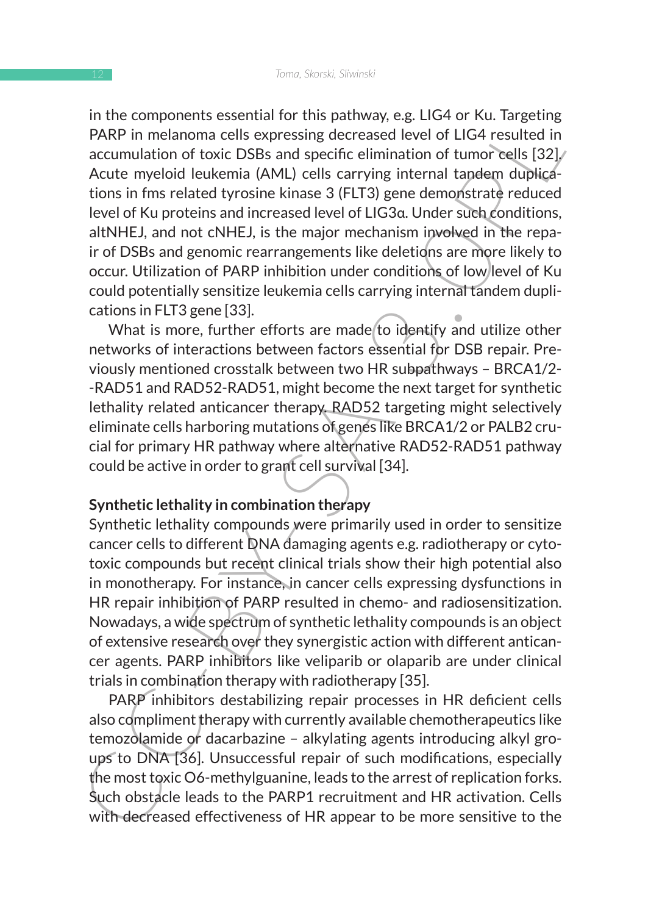in the components essential for this pathway, e.g. LIG4 or Ku. Targeting PARP in melanoma cells expressing decreased level of LIG4 resulted in accumulation of toxic DSBs and specific elimination of tumor cells [32]. Acute myeloid leukemia (AML) cells carrying internal tandem duplications in fms related tyrosine kinase 3 (FLT3) gene demonstrate reduced level of Ku proteins and increased level of LIG3α. Under such conditions, altNHEJ, and not cNHEJ, is the major mechanism involved in the repair of DSBs and genomic rearrangements like deletions are more likely to occur. Utilization of PARP inhibition under conditions of low level of Ku could potentially sensitize leukemia cells carrying internal tandem duplications in FLT3 gene [33].

What is more, further efforts are made to identify and utilize other networks of interactions between factors essential for DSB repair. Previously mentioned crosstalk between two HR subpathways – BRCA1/2--RAD51 and RAD52-RAD51, might become the next target for synthetic lethality related anticancer therapy. RAD52 targeting might selectively eliminate cells harboring mutations of genes like BRCA1/2 or PALB2 crucial for primary HR pathway where alternative RAD52-RAD51 pathway could be active in order to grant cell survival [34].

**Synthetic lethality in combination therapy**

Synthetic lethality compounds were primarily used in order to sensitize cancer cells to different DNA damaging agents e.g. radiotherapy or cytotoxic compounds but recent clinical trials show their high potential also in monotherapy. For instance, in cancer cells expressing dysfunctions in HR repair inhibition of PARP resulted in chemo- and radiosensitization. Nowadays, a wide spectrum of synthetic lethality compounds is an object of extensive research over they synergistic action with different anticancer agents. PARP inhibitors like veliparib or olaparib are under clinical trials in combination therapy with radiotherapy [35].

PARP inhibitors destabilizing repair processes in HR deficient cells also compliment therapy with currently available chemotherapeutics like temozolamide or dacarbazine – alkylating agents introducing alkyl groups to DNA [36]. Unsuccessful repair of such modifications, especially the most toxic O6-methylguanine, leads to the arrest of replication forks. Such obstacle leads to the PARP1 recruitment and HR activation. Cells with decreased effectiveness of HR appear to be more sensitive to the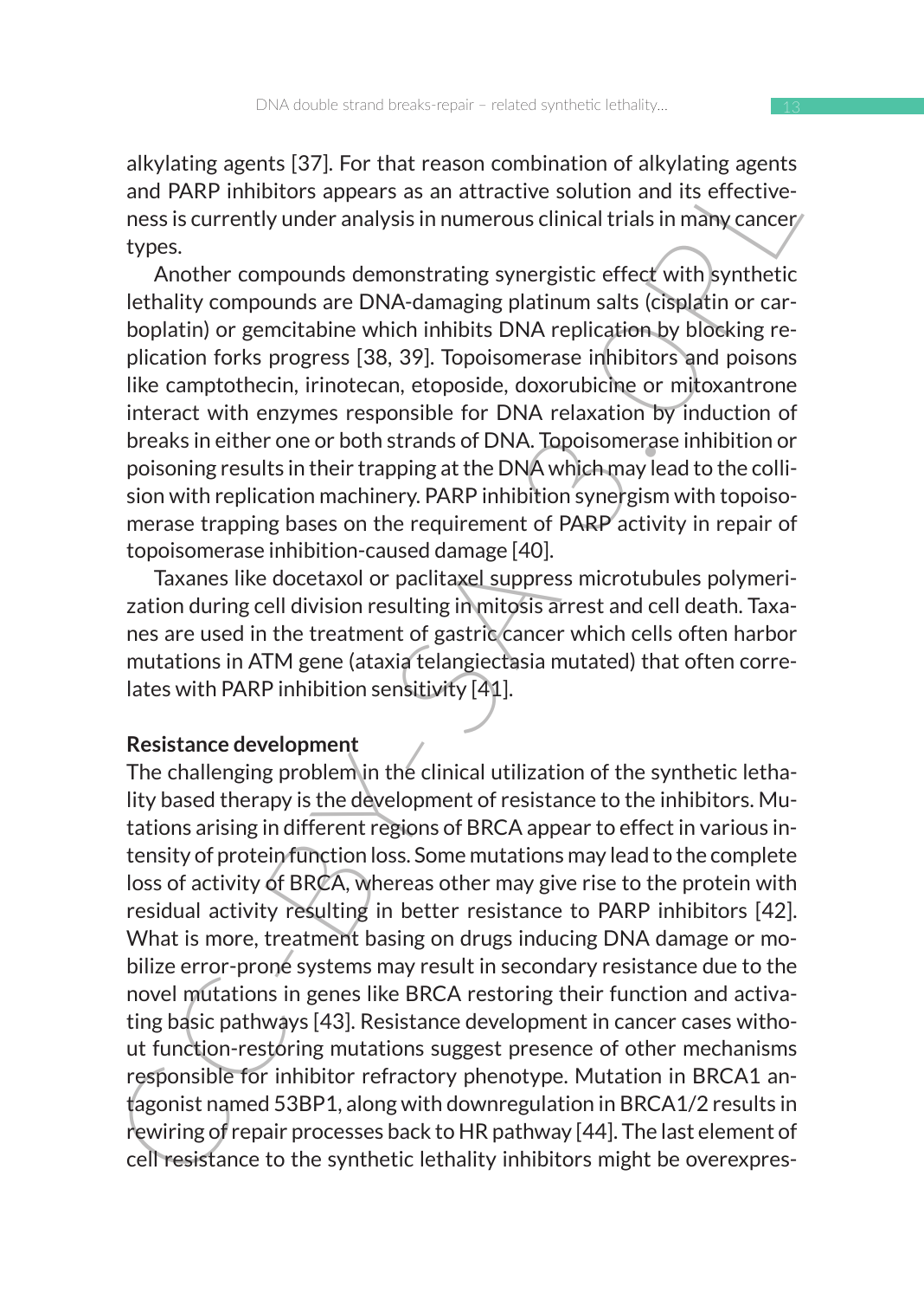alkylating agents [37]. For that reason combination of alkylating agents and PARP inhibitors appears as an attractive solution and its effectiveness is currently under analysis in numerous clinical trials in many cancer types.

Another compounds demonstrating synergistic effect with synthetic lethality compounds are DNA-damaging platinum salts (cisplatin or carboplatin) or gemcitabine which inhibits DNA replication by blocking replication forks progress [38, 39]. Topoisomerase inhibitors and poisons like camptothecin, irinotecan, etoposide, doxorubicine or mitoxantrone interact with enzymes responsible for DNA relaxation by induction of breaks in either one or both strands of DNA. Topoisomerase inhibition or poisoning results in their trapping at the DNA which may lead to the collision with replication machinery. PARP inhibition synergism with topoisomerase trapping bases on the requirement of PARP activity in repair of topoisomerase inhibition-caused damage [40].

Taxanes like docetaxol or paclitaxel suppress microtubules polymerization during cell division resulting in mitosis arrest and cell death. Taxanes are used in the treatment of gastric cancer which cells often harbor mutations in ATM gene (ataxia telangiectasia mutated) that often correlates with PARP inhibition sensitivity [41].

**Resistance development**

The challenging problem in the clinical utilization of the synthetic lethality based therapy is the development of resistance to the inhibitors. Mutations arising in different regions of BRCA appear to effect in various intensity of protein function loss. Some mutations may lead to the complete loss of activity of BRCA, whereas other may give rise to the protein with residual activity resulting in better resistance to PARP inhibitors [42]. What is more, treatment basing on drugs inducing DNA damage or mobilize error-prone systems may result in secondary resistance due to the novel mutations in genes like BRCA restoring their function and activating basic pathways [43]. Resistance development in cancer cases without function-restoring mutations suggest presence of other mechanisms responsible for inhibitor refractory phenotype. Mutation in BRCA1 antagonist named 53BP1, along with downregulation in BRCA1/2 results in rewiring of repair processes back to HR pathway [44]. The last element of cell resistance to the synthetic lethality inhibitors might be overexpres-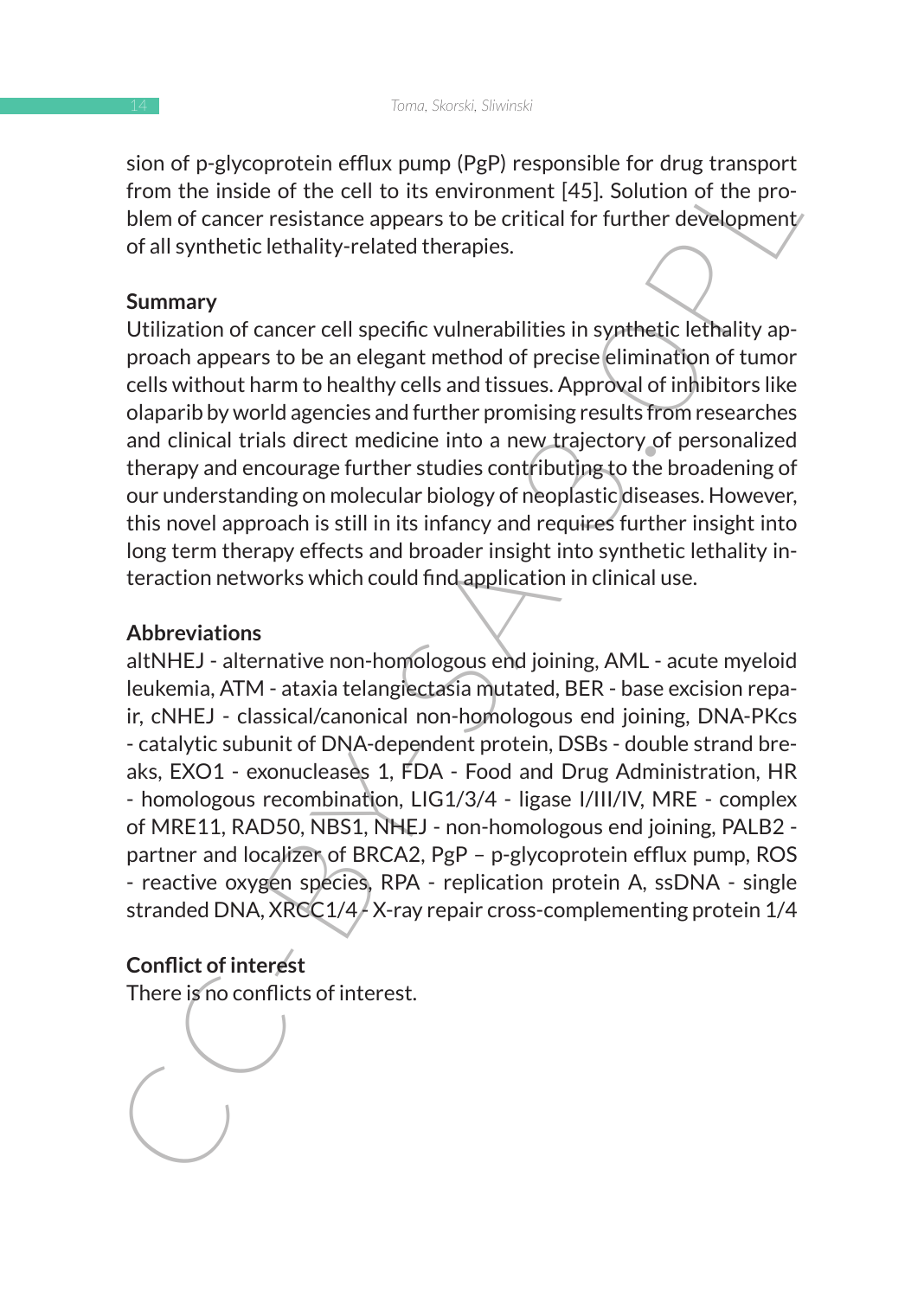sion of p-glycoprotein efflux pump (PgP) responsible for drug transport from the inside of the cell to its environment [45]. Solution of the problem of cancer resistance appears to be critical for further development of all synthetic lethality-related therapies.

## Summary

Utilization of cancer cell specific vulnerabilities in synthetic lethality approach appears to be an elegant method of precise elimination of tumor cells without harm to healthy cells and tissues. Approval of inhibitors like olaparib by world agencies and further promising results from researches and clinical trials direct medicine into a new trajectory of personalized therapy and encourage further studies contributing to the broadening of our understanding on molecular biology of neoplastic diseases. However, this novel approach is still in its infancy and requires further insight into long term therapy effects and broader insight into synthetic lethality interaction networks which could find application in clinical use.

## Abbreviations

altNHEJ - alternative non-homologous end joining, AML - acute myeloid leukemia, ATM - ataxia telangiectasia mutated, BER - base excision repair, cNHEJ - classical/canonical non-homologous end joining, DNA-PKcs - catalytic subunit of DNA-dependent protein, DSBs - double strand breaks, EXO1 - exonucleases 1, FDA - Food and Drug Administration, HR - homologous recombination, LIG1/3/4 - ligase I/III/IV, MRE - complex of MRE11, RAD50, NBS1, NHEJ - non-homologous end joining, PALB2 - partner and localizer of BRCA2, PgP – p-glycoprotein efflux pump, ROS - reactive oxygen species, RPA - replication protein A, ssDNA - single stranded DNA, XRCC1/4 - X-ray repair cross-complementing protein 1/4

## Conflict of interest

There is no conflicts of interest.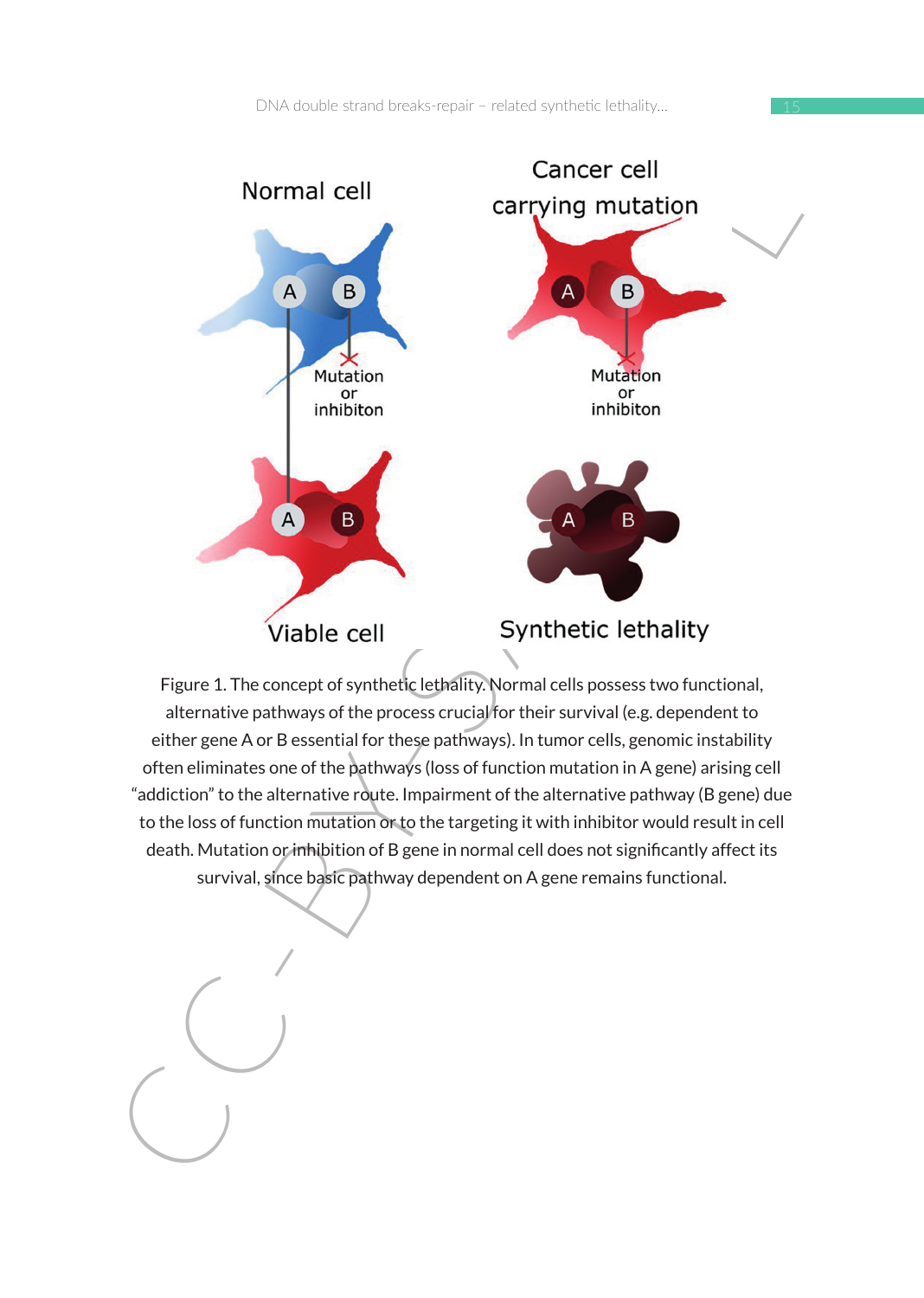Figure 1. The concept of synthetic lethality. Normal cells possess two functional, alternative pathways of the process crucial for their survival (e.g. dependent to either gene A or B essential for these pathways). In tumor cells, genomic instability often eliminates one of the pathways (loss of function mutation in A gene) arising cell “addiction” to the alternative route. Impairment of the alternative pathway (B gene) due to the loss of function mutation or to the targeting it with inhibitor would result in cell death. Mutation or inhibition of B gene in normal cell does not significantly affect its survival, since basic pathway dependent on A gene remains functional.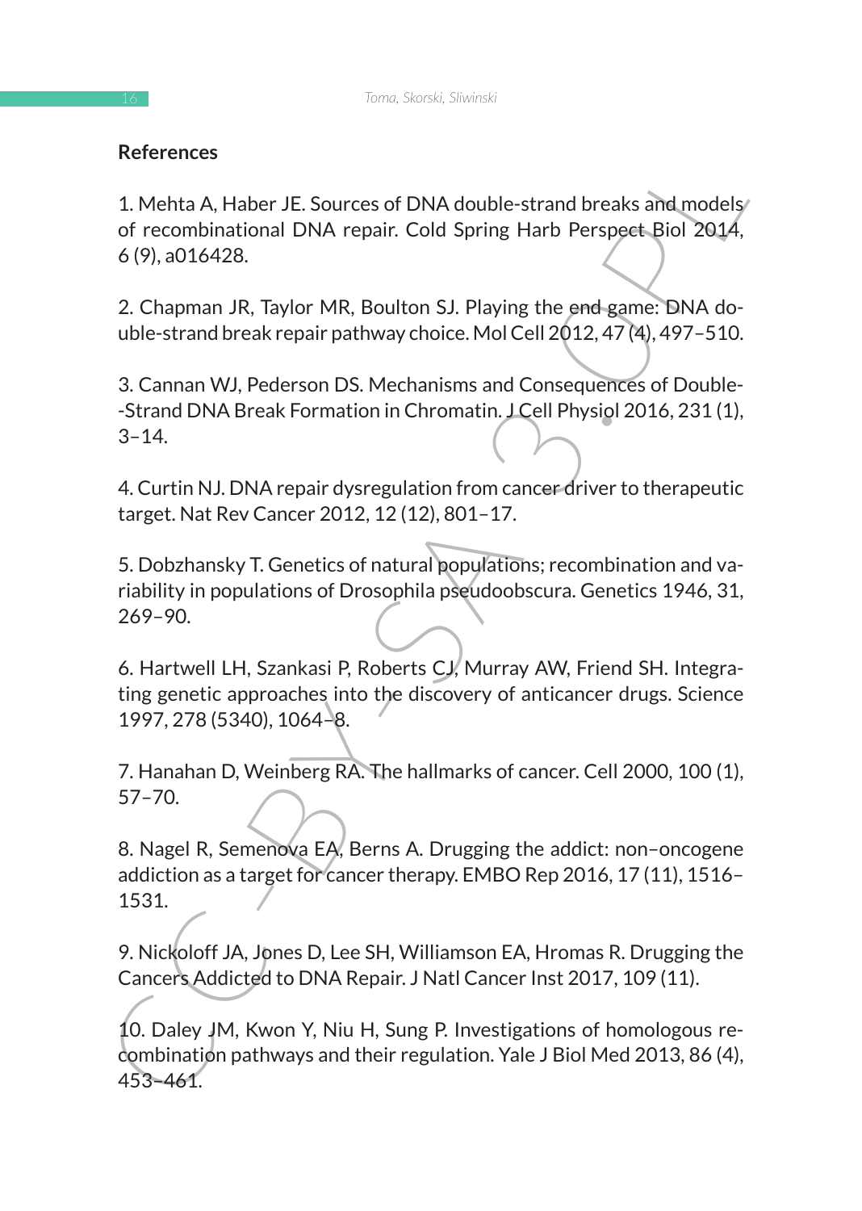## References

1. Mehta A, Haber JE. Sources of DNA double-strand breaks and models of recombinational DNA repair. Cold Spring Harb Perspect Biol 2014, 6 (9), a016428.

2. Chapman JR, Taylor MR, Boulton SJ. Playing the end game: DNA double-strand break repair pathway choice. Mol Cell 2012, 47 (4), 497–510.

3. Cannan WJ, Pederson DS. Mechanisms and Consequences of Double--Strand DNA Break Formation in Chromatin. J Cell Physiol 2016, 231 (1), 3–14.

4. Curtin NJ. DNA repair dysregulation from cancer driver to therapeutic target. Nat Rev Cancer 2012, 12 (12), 801–17.

5. Dobzhansky T. Genetics of natural populations; recombination and variability in populations of Drosophila pseudoobscura. Genetics 1946, 31, 269–90.

6. Hartwell LH, Szankasi P, Roberts CJ, Murray AW, Friend SH. Integrating genetic approaches into the discovery of anticancer drugs. Science 1997, 278 (5340), 1064–8.

7. Hanahan D, Weinberg RA. The hallmarks of cancer. Cell 2000, 100 (1), 57–70.

8. Nagel R, Semenova EA, Berns A. Drugging the addict: non–oncogene addiction as a target for cancer therapy. EMBO Rep 2016, 17 (11), 1516–1531.

9. Nickoloff JA, Jones D, Lee SH, Williamson EA, Hromas R. Drugging the Cancers Addicted to DNA Repair. J Natl Cancer Inst 2017, 109 (11).

10. Daley JM, Kwon Y, Niu H, Sung P. Investigations of homologous recombination pathways and their regulation. Yale J Biol Med 2013, 86 (4), 453–461.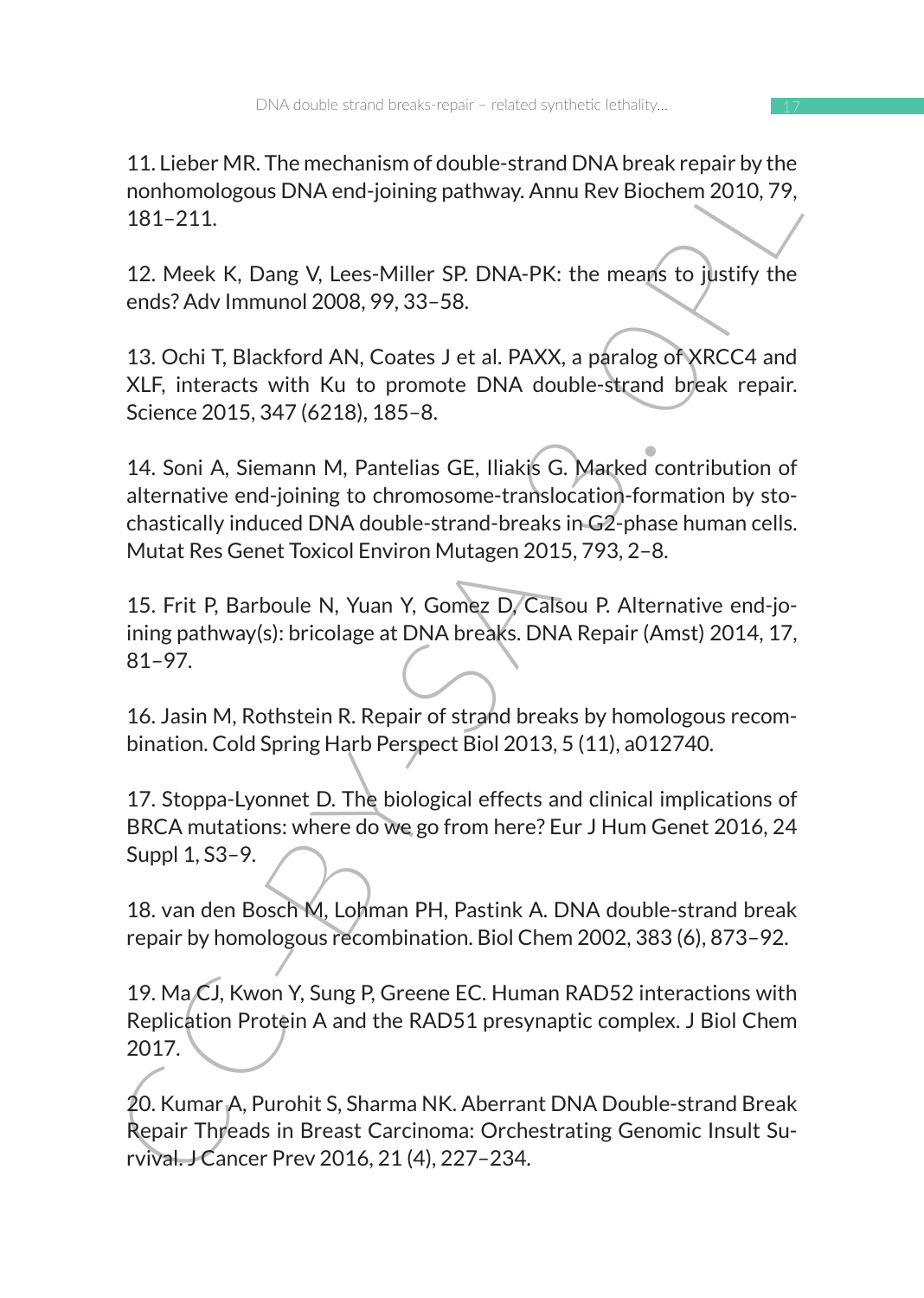11. Lieber MR. The mechanism of double-strand DNA break repair by the nonhomologous DNA end-joining pathway. Annu Rev Biochem 2010, 79, 181–211.

12. Meek K, Dang V, Lees-Miller SP. DNA-PK: the means to justify the ends? Adv Immunol 2008, 99, 33–58.

13. Ochi T, Blackford AN, Coates J et al. PAXX, a paralog of XRCC4 and XLF, interacts with Ku to promote DNA double-strand break repair. Science 2015, 347 (6218), 185–8.

14. Soni A, Siemann M, Pantelias GE, Iliakis G. Marked contribution of alternative end-joining to chromosome-translocation-formation by stochastically induced DNA double-strand-breaks in G2-phase human cells. Mutat Res Genet Toxicol Environ Mutagen 2015, 793, 2–8.

15. Frit P, Barboule N, Yuan Y, Gomez D, Calsou P. Alternative end-joining pathway(s): bricolage at DNA breaks. DNA Repair (Amst) 2014, 17, 81–97.

16. Jasin M, Rothstein R. Repair of strand breaks by homologous recombination. Cold Spring Harb Perspect Biol 2013, 5 (11), a012740.

17. Stoppa-Lyonnet D. The biological effects and clinical implications of BRCA mutations: where do we go from here? Eur J Hum Genet 2016, 24 Suppl 1, S3–9.

18. van den Bosch M, Lohman PH, Pastink A. DNA double-strand break repair by homologous recombination. Biol Chem 2002, 383 (6), 873–92.

19. Ma CJ, Kwon Y, Sung P, Greene EC. Human RAD52 interactions with Replication Protein A and the RAD51 presynaptic complex. J Biol Chem 2017.

20. Kumar A, Purohit S, Sharma NK. Aberrant DNA Double-strand Break Repair Threads in Breast Carcinoma: Orchestrating Genomic Insult Survival. J Cancer Prev 2016, 21 (4), 227–234.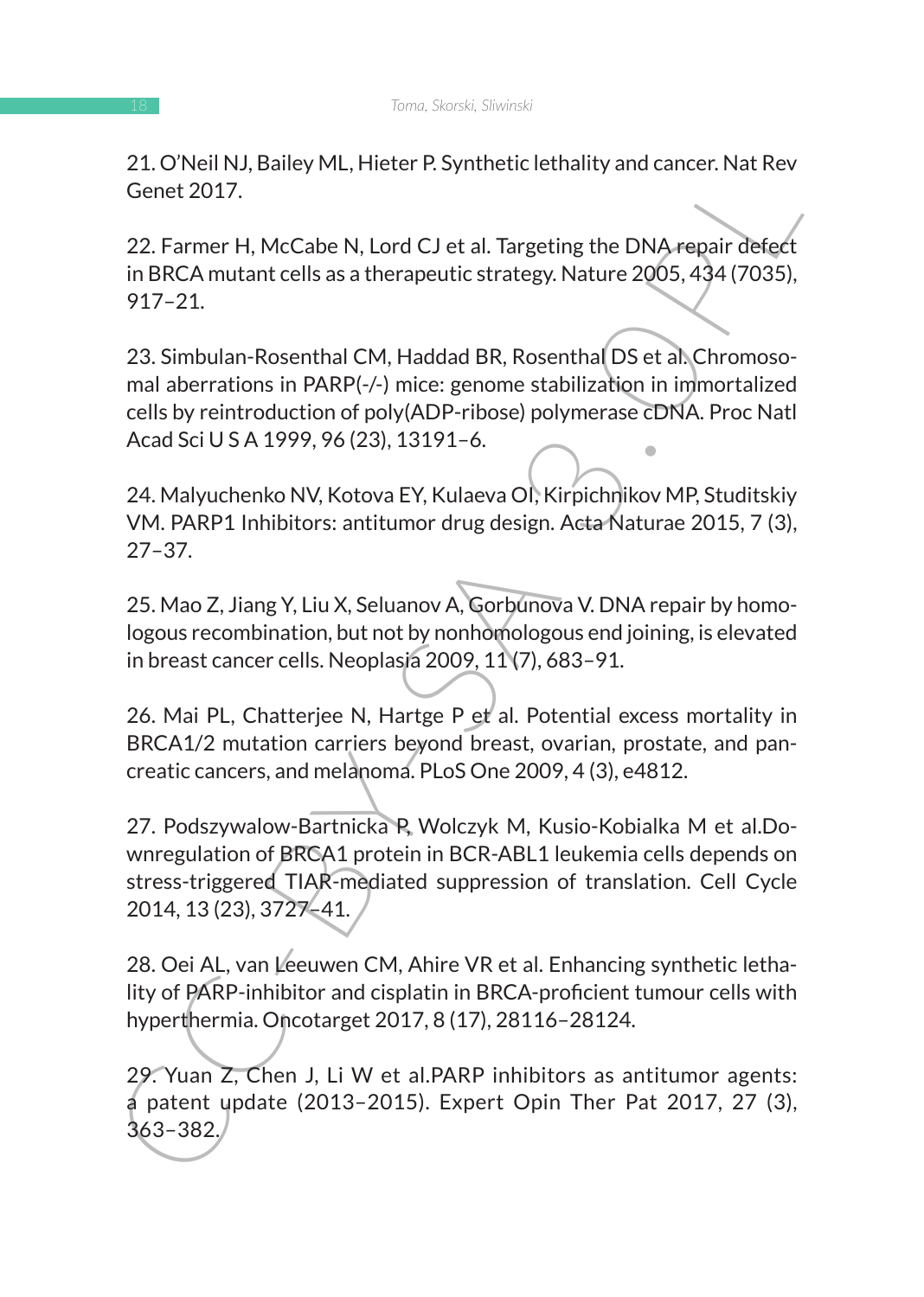21. O'Neil NJ, Bailey ML, Hieter P. Synthetic lethality and cancer. Nat Rev Genet 2017.

22. Farmer H, McCabe N, Lord CJ et al. Targeting the DNA repair defect in BRCA mutant cells as a therapeutic strategy. Nature 2005, 434 (7035), 917–21.

23. Simbulan-Rosenthal CM, Haddad BR, Rosenthal DS et al. Chromosomal aberrations in PARP(-/-) mice: genome stabilization in immortalized cells by reintroduction of poly(ADP-ribose) polymerase cDNA. Proc Natl Acad Sci U S A 1999, 96 (23), 13191–6.

24. Malyuchenko NV, Kotova EY, Kulaeva OI, Kirpichnikov MP, Studitskiy VM. PARP1 Inhibitors: antitumor drug design. Acta Naturae 2015, 7 (3), 27–37.

25. Mao Z, Jiang Y, Liu X, Seluanov A, Gorbunova V. DNA repair by homologous recombination, but not by nonhomologous end joining, is elevated in breast cancer cells. Neoplasia 2009, 11 (7), 683–91.

26. Mai PL, Chatterjee N, Hartge P et al. Potential excess mortality in BRCA1/2 mutation carriers beyond breast, ovarian, prostate, and pancreatic cancers, and melanoma. PLoS One 2009, 4 (3), e4812.

27. Podszywalow-Bartnicka P, Wolczyk M, Kusio-Kobialka M et al.Downregulation of BRCA1 protein in BCR-ABL1 leukemia cells depends on stress-triggered TIAR-mediated suppression of translation. Cell Cycle 2014, 13 (23), 3727–41.

28. Oei AL, van Leeuwen CM, Ahire VR et al. Enhancing synthetic lethality of PARP-inhibitor and cisplatin in BRCA-proficient tumour cells with hyperthermia. Oncotarget 2017, 8 (17), 28116–28124.

29. Yuan Z, Chen J, Li W et al.PARP inhibitors as antitumor agents: a patent update (2013–2015). Expert Opin Ther Pat 2017, 27 (3), 363–382.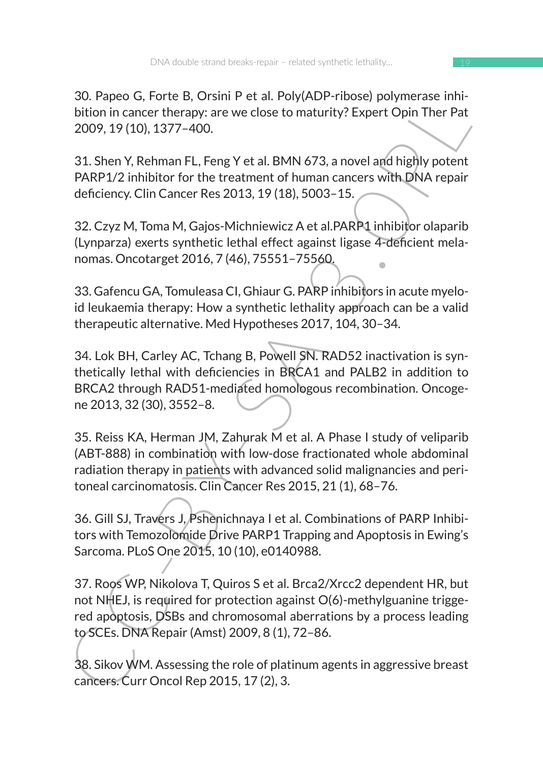30. Papeo G, Forte B, Orsini P et al. Poly(ADP-ribose) polymerase inhibition in cancer therapy: are we close to maturity? Expert Opin Ther Pat 2009, 19 (10), 1377–400.

31. Shen Y, Rehman FL, Feng Y et al. BMN 673, a novel and highly potent PARP1/2 inhibitor for the treatment of human cancers with DNA repair deficiency. Clin Cancer Res 2013, 19 (18), 5003–15.

32. Czyz M, Toma M, Gajos-Michniewicz A et al.PARP1 inhibitor olaparib (Lynparza) exerts synthetic lethal effect against ligase 4-deficient melanomas. Oncotarget 2016, 7 (46), 75551–75560.

33. Gafencu GA, Tomuleasa CI, Ghiaur G. PARP inhibitors in acute myeloid leukaemia therapy: How a synthetic lethality approach can be a valid therapeutic alternative. Med Hypotheses 2017, 104, 30–34.

34. Lok BH, Carley AC, Tchang B, Powell SN. RAD52 inactivation is synthetically lethal with deficiencies in BRCA1 and PALB2 in addition to BRCA2 through RAD51-mediated homologous recombination. Oncogene 2013, 32 (30), 3552–8.

35. Reiss KA, Herman JM, Zahurak M et al. A Phase I study of veliparib (ABT-888) in combination with low-dose fractionated whole abdominal radiation therapy in patients with advanced solid malignancies and peritoneal carcinomatosis. Clin Cancer Res 2015, 21 (1), 68–76.

36. Gill SJ, Travers J, Pshenichnaya I et al. Combinations of PARP Inhibitors with Temozolomide Drive PARP1 Trapping and Apoptosis in Ewing's Sarcoma. PLoS One 2015, 10 (10), e0140988.

37. Roos WP, Nikolova T, Quiros S et al. Brca2/Xrcc2 dependent HR, but not NHEJ, is required for protection against O(6)-methylguanine triggered apoptosis, DSBs and chromosomal aberrations by a process leading to SCEs. DNA Repair (Amst) 2009, 8 (1), 72–86.

38. Sikov WM. Assessing the role of platinum agents in aggressive breast cancers. Curr Oncol Rep 2015, 17 (2), 3.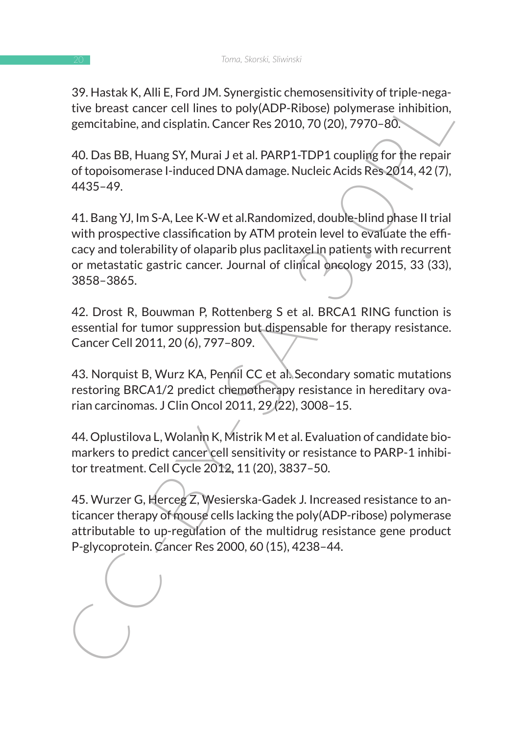39. Hastak K, Alli E, Ford JM. Synergistic chemosensitivity of triple-negative breast cancer cell lines to poly(ADP-Ribose) polymerase inhibition, gemcitabine, and cisplatin. Cancer Res 2010, 70 (20), 7970–80.

40. Das BB, Huang SY, Murai J et al. PARP1-TDP1 coupling for the repair of topoisomerase I-induced DNA damage. Nucleic Acids Res 2014, 42 (7), 4435–49.

41. Bang YJ, Im S-A, Lee K-W et al.Randomized, double-blind phase II trial with prospective classification by ATM protein level to evaluate the efficacy and tolerability of olaparib plus paclitaxel in patients with recurrent or metastatic gastric cancer. Journal of clinical oncology 2015, 33 (33), 3858–3865.

42. Drost R, Bouwman P, Rottenberg S et al. BRCA1 RING function is essential for tumor suppression but dispensable for therapy resistance. Cancer Cell 2011, 20 (6), 797–809.

43. Norquist B, Wurz KA, Pennil CC et al. Secondary somatic mutations restoring BRCA1/2 predict chemotherapy resistance in hereditary ovarian carcinomas. J Clin Oncol 2011, 29 (22), 3008–15.

44. Oplustilova L, Wolanin K, Mistrik M et al. Evaluation of candidate biomarkers to predict cancer cell sensitivity or resistance to PARP-1 inhibitor treatment. Cell Cycle 2012, 11 (20), 3837–50.

45. Wurzer G, Herceg Z, Wesierska-Gadek J. Increased resistance to anticancer therapy of mouse cells lacking the poly(ADP-ribose) polymerase attributable to up-regulation of the multidrug resistance gene product P-glycoprotein. Cancer Res 2000, 60 (15), 4238–44.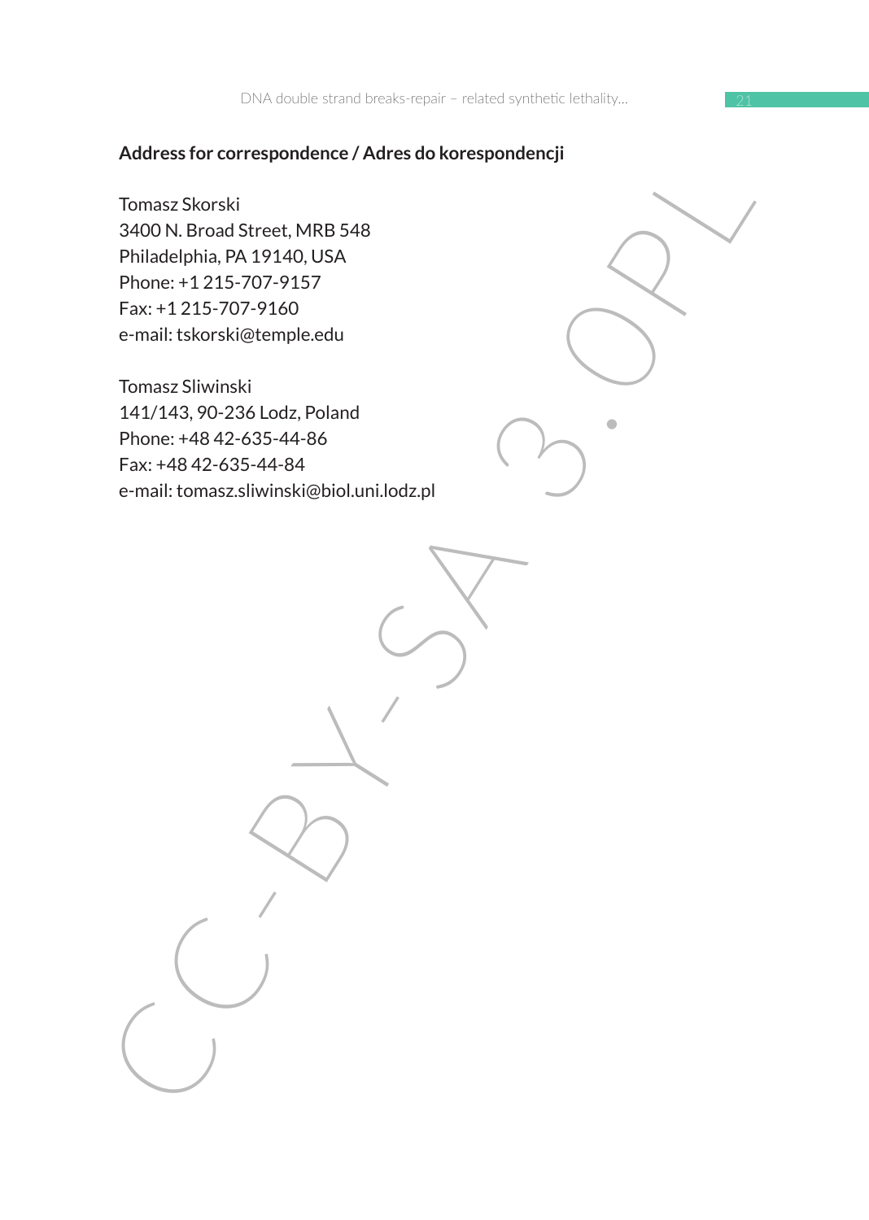**Address for correspondence / Adres do korespondencji**

Tomasz Skorski
3400 N. Broad Street, MRB 548
Philadelphia, PA 19140, USA
Phone: +1 215-707-9157
Fax: +1 215-707-9160
e-mail: tskorski@temple.edu

Tomasz Sliwinski
141/143, 90-236 Lodz, Poland
Phone: +48 42-635-44-86
Fax: +48 42-635-44-84
e-mail: tomasz.sliwinski@biol.uni.lodz.pl